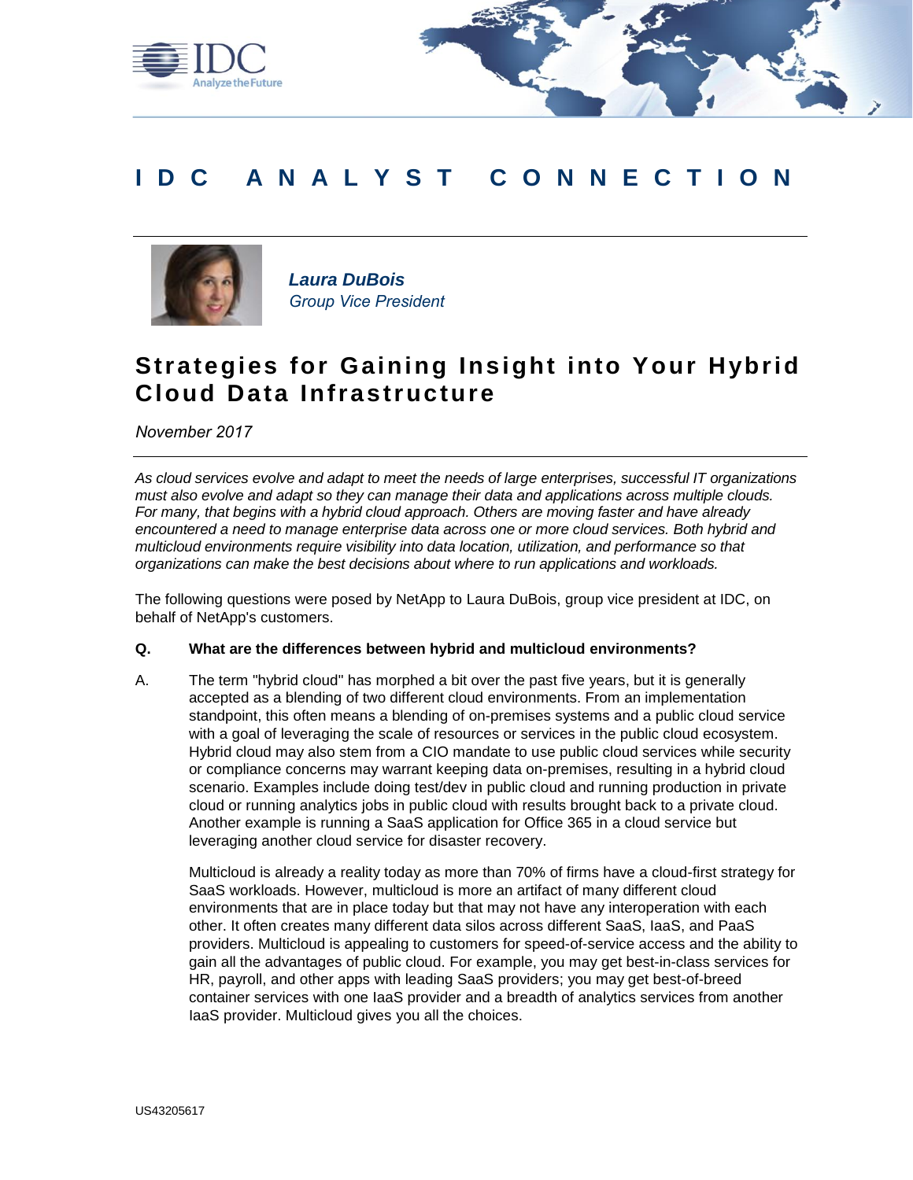# IDC ANALYST CONNECTION

***Laura DuBois***
*Group Vice President*

## Strategies for Gaining Insight into Your Hybrid Cloud Data Infrastructure

*November 2017*

*As cloud services evolve and adapt to meet the needs of large enterprises, successful IT organizations must also evolve and adapt so they can manage their data and applications across multiple clouds. For many, that begins with a hybrid cloud approach. Others are moving faster and have already encountered a need to manage enterprise data across one or more cloud services. Both hybrid and multicloud environments require visibility into data location, utilization, and performance so that organizations can make the best decisions about where to run applications and workloads.*

The following questions were posed by NetApp to Laura DuBois, group vice president at IDC, on behalf of NetApp's customers.

**Q. What are the differences between hybrid and multicloud environments?**

A. The term "hybrid cloud" has morphed a bit over the past five years, but it is generally accepted as a blending of two different cloud environments. From an implementation standpoint, this often means a blending of on-premises systems and a public cloud service with a goal of leveraging the scale of resources or services in the public cloud ecosystem. Hybrid cloud may also stem from a CIO mandate to use public cloud services while security or compliance concerns may warrant keeping data on-premises, resulting in a hybrid cloud scenario. Examples include doing test/dev in public cloud and running production in private cloud or running analytics jobs in public cloud with results brought back to a private cloud. Another example is running a SaaS application for Office 365 in a cloud service but leveraging another cloud service for disaster recovery.

Multicloud is already a reality today as more than 70% of firms have a cloud-first strategy for SaaS workloads. However, multicloud is more an artifact of many different cloud environments that are in place today but that may not have any interoperation with each other. It often creates many different data silos across different SaaS, IaaS, and PaaS providers. Multicloud is appealing to customers for speed-of-service access and the ability to gain all the advantages of public cloud. For example, you may get best-in-class services for HR, payroll, and other apps with leading SaaS providers; you may get best-of-breed container services with one IaaS provider and a breadth of analytics services from another IaaS provider. Multicloud gives you all the choices.

US43205617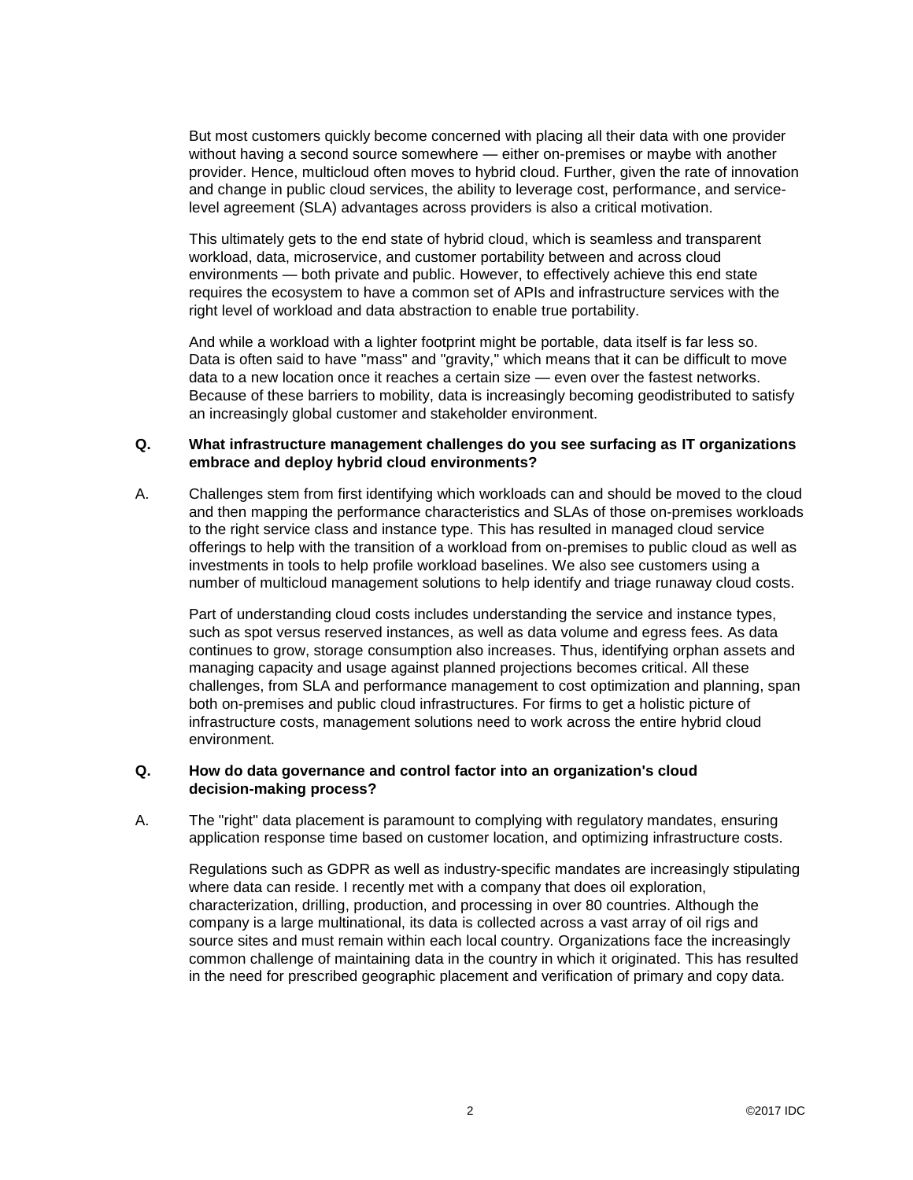But most customers quickly become concerned with placing all their data with one provider without having a second source somewhere — either on-premises or maybe with another provider. Hence, multicloud often moves to hybrid cloud. Further, given the rate of innovation and change in public cloud services, the ability to leverage cost, performance, and service-level agreement (SLA) advantages across providers is also a critical motivation.

This ultimately gets to the end state of hybrid cloud, which is seamless and transparent workload, data, microservice, and customer portability between and across cloud environments — both private and public. However, to effectively achieve this end state requires the ecosystem to have a common set of APIs and infrastructure services with the right level of workload and data abstraction to enable true portability.

And while a workload with a lighter footprint might be portable, data itself is far less so. Data is often said to have "mass" and "gravity," which means that it can be difficult to move data to a new location once it reaches a certain size — even over the fastest networks. Because of these barriers to mobility, data is increasingly becoming geodistributed to satisfy an increasingly global customer and stakeholder environment.

**Q. What infrastructure management challenges do you see surfacing as IT organizations embrace and deploy hybrid cloud environments?**

A. Challenges stem from first identifying which workloads can and should be moved to the cloud and then mapping the performance characteristics and SLAs of those on-premises workloads to the right service class and instance type. This has resulted in managed cloud service offerings to help with the transition of a workload from on-premises to public cloud as well as investments in tools to help profile workload baselines. We also see customers using a number of multicloud management solutions to help identify and triage runaway cloud costs.

Part of understanding cloud costs includes understanding the service and instance types, such as spot versus reserved instances, as well as data volume and egress fees. As data continues to grow, storage consumption also increases. Thus, identifying orphan assets and managing capacity and usage against planned projections becomes critical. All these challenges, from SLA and performance management to cost optimization and planning, span both on-premises and public cloud infrastructures. For firms to get a holistic picture of infrastructure costs, management solutions need to work across the entire hybrid cloud environment.

**Q. How do data governance and control factor into an organization's cloud decision-making process?**

A. The "right" data placement is paramount to complying with regulatory mandates, ensuring application response time based on customer location, and optimizing infrastructure costs.

Regulations such as GDPR as well as industry-specific mandates are increasingly stipulating where data can reside. I recently met with a company that does oil exploration, characterization, drilling, production, and processing in over 80 countries. Although the company is a large multinational, its data is collected across a vast array of oil rigs and source sites and must remain within each local country. Organizations face the increasingly common challenge of maintaining data in the country in which it originated. This has resulted in the need for prescribed geographic placement and verification of primary and copy data.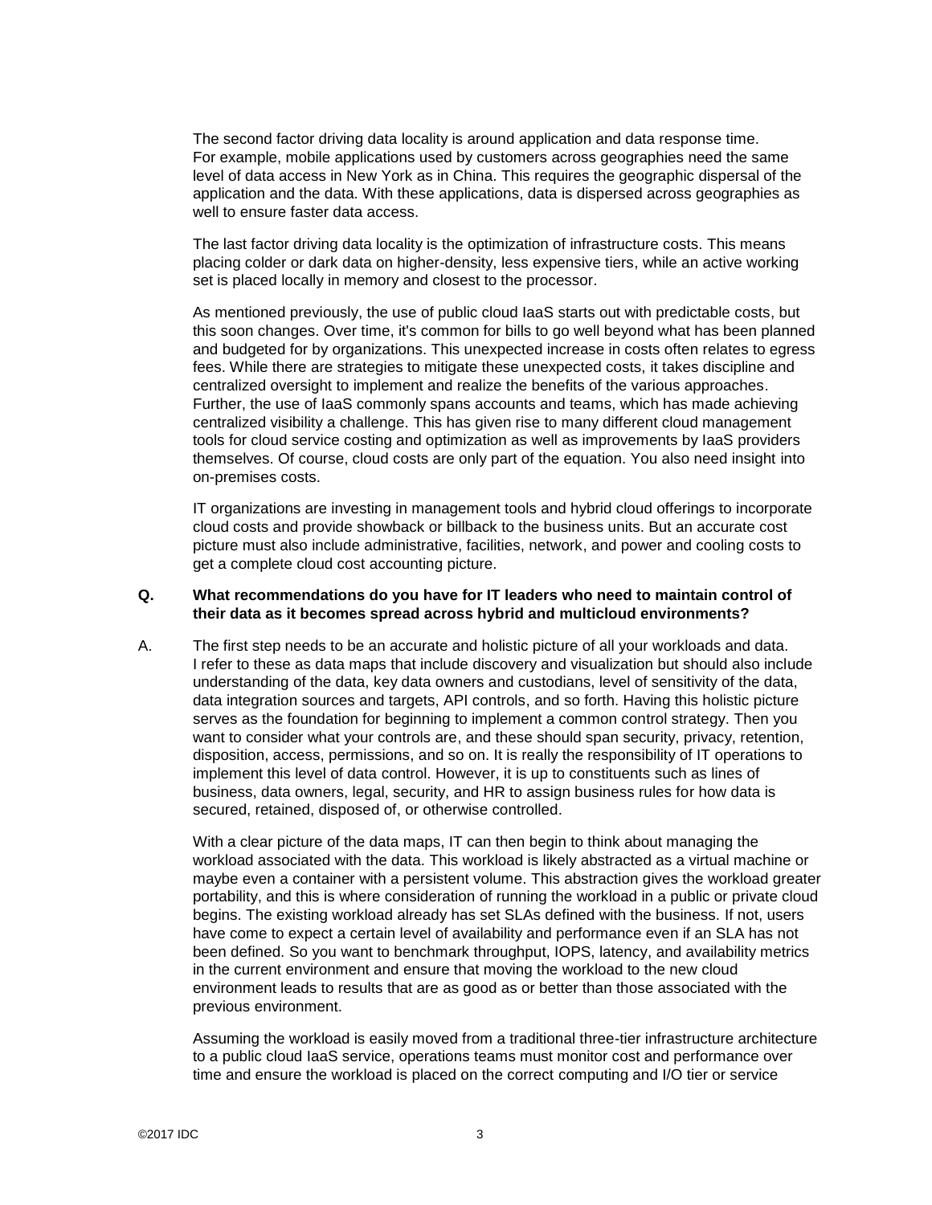The second factor driving data locality is around application and data response time. For example, mobile applications used by customers across geographies need the same level of data access in New York as in China. This requires the geographic dispersal of the application and the data. With these applications, data is dispersed across geographies as well to ensure faster data access.

The last factor driving data locality is the optimization of infrastructure costs. This means placing colder or dark data on higher-density, less expensive tiers, while an active working set is placed locally in memory and closest to the processor.

As mentioned previously, the use of public cloud IaaS starts out with predictable costs, but this soon changes. Over time, it's common for bills to go well beyond what has been planned and budgeted for by organizations. This unexpected increase in costs often relates to egress fees. While there are strategies to mitigate these unexpected costs, it takes discipline and centralized oversight to implement and realize the benefits of the various approaches. Further, the use of IaaS commonly spans accounts and teams, which has made achieving centralized visibility a challenge. This has given rise to many different cloud management tools for cloud service costing and optimization as well as improvements by IaaS providers themselves. Of course, cloud costs are only part of the equation. You also need insight into on-premises costs.

IT organizations are investing in management tools and hybrid cloud offerings to incorporate cloud costs and provide showback or billback to the business units. But an accurate cost picture must also include administrative, facilities, network, and power and cooling costs to get a complete cloud cost accounting picture.

**Q. What recommendations do you have for IT leaders who need to maintain control of their data as it becomes spread across hybrid and multicloud environments?**

A. The first step needs to be an accurate and holistic picture of all your workloads and data. I refer to these as data maps that include discovery and visualization but should also include understanding of the data, key data owners and custodians, level of sensitivity of the data, data integration sources and targets, API controls, and so forth. Having this holistic picture serves as the foundation for beginning to implement a common control strategy. Then you want to consider what your controls are, and these should span security, privacy, retention, disposition, access, permissions, and so on. It is really the responsibility of IT operations to implement this level of data control. However, it is up to constituents such as lines of business, data owners, legal, security, and HR to assign business rules for how data is secured, retained, disposed of, or otherwise controlled.

With a clear picture of the data maps, IT can then begin to think about managing the workload associated with the data. This workload is likely abstracted as a virtual machine or maybe even a container with a persistent volume. This abstraction gives the workload greater portability, and this is where consideration of running the workload in a public or private cloud begins. The existing workload already has set SLAs defined with the business. If not, users have come to expect a certain level of availability and performance even if an SLA has not been defined. So you want to benchmark throughput, IOPS, latency, and availability metrics in the current environment and ensure that moving the workload to the new cloud environment leads to results that are as good as or better than those associated with the previous environment.

Assuming the workload is easily moved from a traditional three-tier infrastructure architecture to a public cloud IaaS service, operations teams must monitor cost and performance over time and ensure the workload is placed on the correct computing and I/O tier or service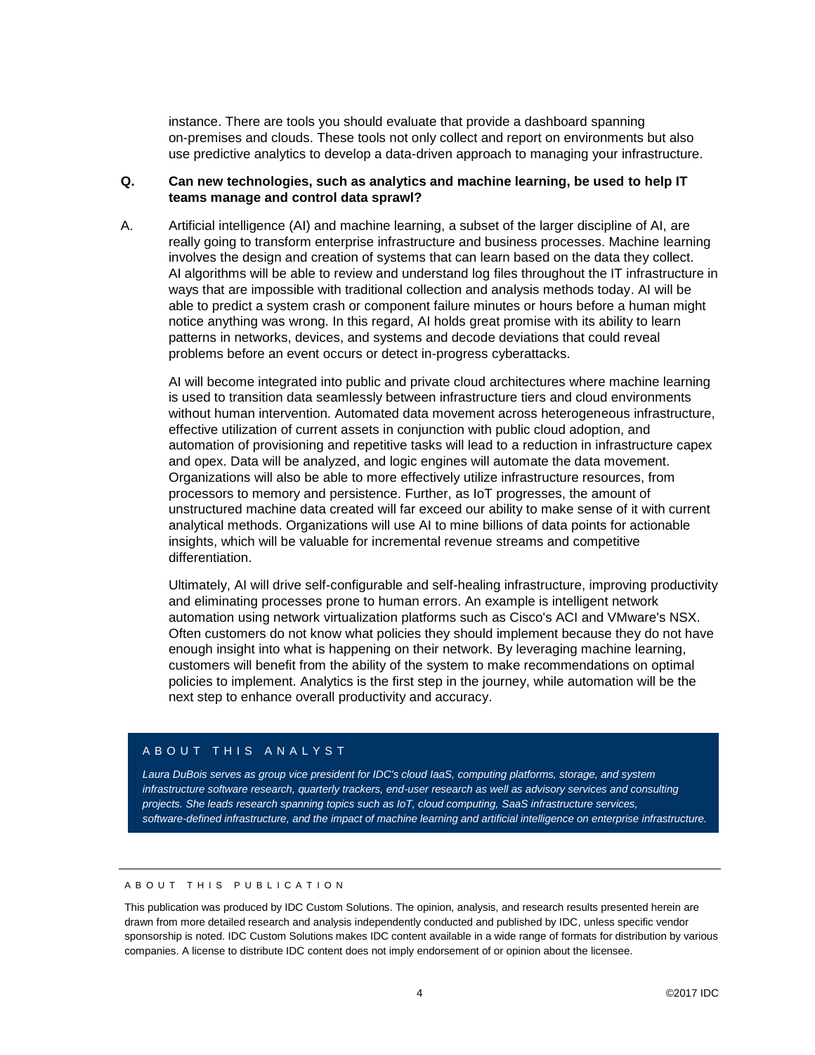instance. There are tools you should evaluate that provide a dashboard spanning on-premises and clouds. These tools not only collect and report on environments but also use predictive analytics to develop a data-driven approach to managing your infrastructure.

**Q. Can new technologies, such as analytics and machine learning, be used to help IT teams manage and control data sprawl?**

A. Artificial intelligence (AI) and machine learning, a subset of the larger discipline of AI, are really going to transform enterprise infrastructure and business processes. Machine learning involves the design and creation of systems that can learn based on the data they collect. AI algorithms will be able to review and understand log files throughout the IT infrastructure in ways that are impossible with traditional collection and analysis methods today. AI will be able to predict a system crash or component failure minutes or hours before a human might notice anything was wrong. In this regard, AI holds great promise with its ability to learn patterns in networks, devices, and systems and decode deviations that could reveal problems before an event occurs or detect in-progress cyberattacks.

AI will become integrated into public and private cloud architectures where machine learning is used to transition data seamlessly between infrastructure tiers and cloud environments without human intervention. Automated data movement across heterogeneous infrastructure, effective utilization of current assets in conjunction with public cloud adoption, and automation of provisioning and repetitive tasks will lead to a reduction in infrastructure capex and opex. Data will be analyzed, and logic engines will automate the data movement. Organizations will also be able to more effectively utilize infrastructure resources, from processors to memory and persistence. Further, as IoT progresses, the amount of unstructured machine data created will far exceed our ability to make sense of it with current analytical methods. Organizations will use AI to mine billions of data points for actionable insights, which will be valuable for incremental revenue streams and competitive differentiation.

Ultimately, AI will drive self-configurable and self-healing infrastructure, improving productivity and eliminating processes prone to human errors. An example is intelligent network automation using network virtualization platforms such as Cisco's ACI and VMware's NSX. Often customers do not know what policies they should implement because they do not have enough insight into what is happening on their network. By leveraging machine learning, customers will benefit from the ability of the system to make recommendations on optimal policies to implement. Analytics is the first step in the journey, while automation will be the next step to enhance overall productivity and accuracy.

## ABOUT THIS ANALYST

*Laura DuBois serves as group vice president for IDC's cloud IaaS, computing platforms, storage, and system infrastructure software research, quarterly trackers, end-user research as well as advisory services and consulting projects. She leads research spanning topics such as IoT, cloud computing, SaaS infrastructure services, software-defined infrastructure, and the impact of machine learning and artificial intelligence on enterprise infrastructure.*

## ABOUT THIS PUBLICATION

This publication was produced by IDC Custom Solutions. The opinion, analysis, and research results presented herein are drawn from more detailed research and analysis independently conducted and published by IDC, unless specific vendor sponsorship is noted. IDC Custom Solutions makes IDC content available in a wide range of formats for distribution by various companies. A license to distribute IDC content does not imply endorsement of or opinion about the licensee.

©2017 IDC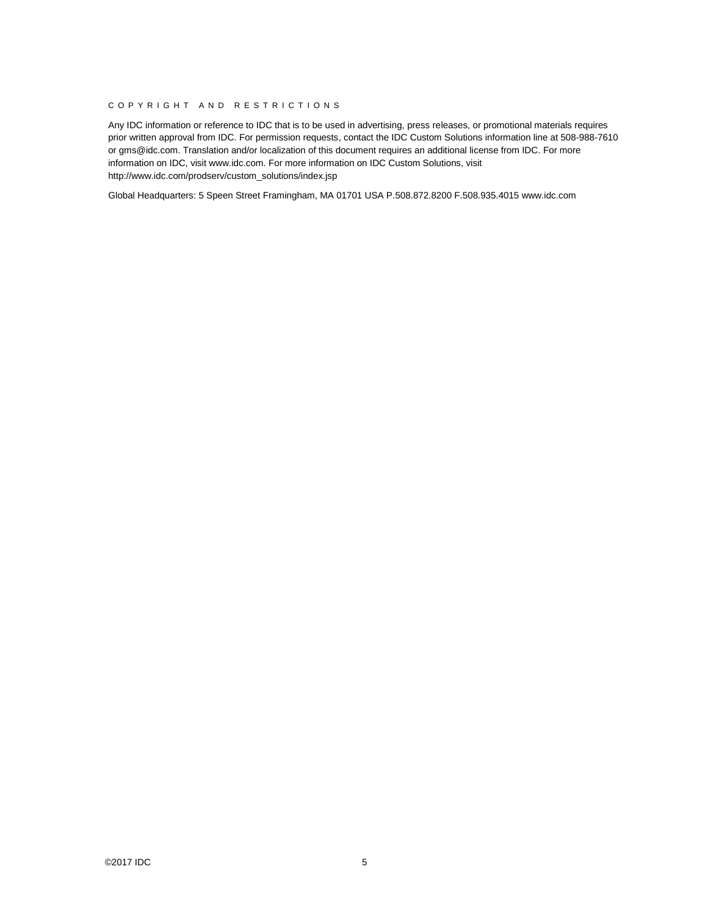## COPYRIGHT AND RESTRICTIONS

Any IDC information or reference to IDC that is to be used in advertising, press releases, or promotional materials requires prior written approval from IDC. For permission requests, contact the IDC Custom Solutions information line at 508-988-7610 or gms@idc.com. Translation and/or localization of this document requires an additional license from IDC. For more information on IDC, visit www.idc.com. For more information on IDC Custom Solutions, visit http://www.idc.com/prodserv/custom_solutions/index.jsp

Global Headquarters: 5 Speen Street Framingham, MA 01701 USA P.508.872.8200 F.508.935.4015 www.idc.com